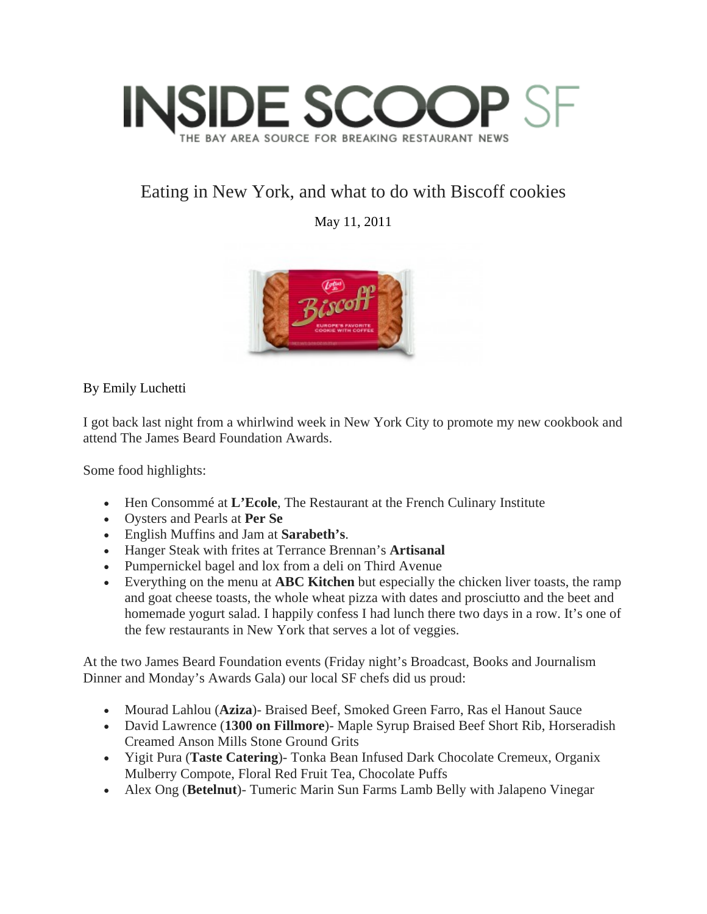# INSIDE SCOOP SF

THE BAY AREA SOURCE FOR BREAKING RESTAURANT NEWS

## Eating in New York, and what to do with Biscoff cookies

May 11, 2011

By Emily Luchetti

I got back last night from a whirlwind week in New York City to promote my new cookbook and attend The James Beard Foundation Awards.

Some food highlights:

- Hen Consommé at **L'Ecole**, The Restaurant at the French Culinary Institute
- Oysters and Pearls at **Per Se**
- English Muffins and Jam at **Sarabeth's**.
- Hanger Steak with frites at Terrance Brennan's **Artisanal**
- Pumpernickel bagel and lox from a deli on Third Avenue
- Everything on the menu at **ABC Kitchen** but especially the chicken liver toasts, the ramp and goat cheese toasts, the whole wheat pizza with dates and prosciutto and the beet and homemade yogurt salad. I happily confess I had lunch there two days in a row. It's one of the few restaurants in New York that serves a lot of veggies.

At the two James Beard Foundation events (Friday night's Broadcast, Books and Journalism Dinner and Monday's Awards Gala) our local SF chefs did us proud:

- Mourad Lahlou (**Aziza**)- Braised Beef, Smoked Green Farro, Ras el Hanout Sauce
- David Lawrence (**1300 on Fillmore**)- Maple Syrup Braised Beef Short Rib, Horseradish Creamed Anson Mills Stone Ground Grits
- Yigit Pura (**Taste Catering**)- Tonka Bean Infused Dark Chocolate Cremeux, Organix Mulberry Compote, Floral Red Fruit Tea, Chocolate Puffs
- Alex Ong (**Betelnut**)- Tumeric Marin Sun Farms Lamb Belly with Jalapeno Vinegar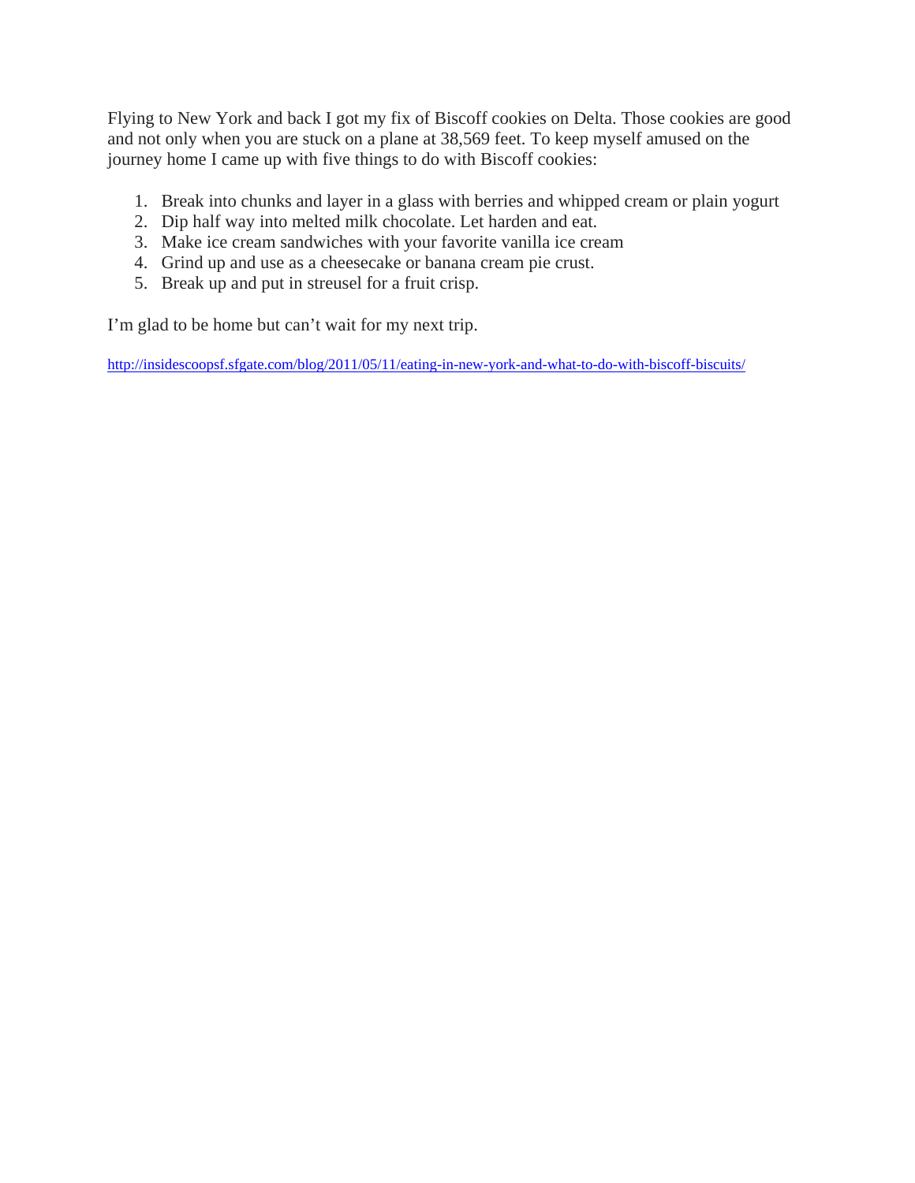Flying to New York and back I got my fix of Biscoff cookies on Delta. Those cookies are good and not only when you are stuck on a plane at 38,569 feet. To keep myself amused on the journey home I came up with five things to do with Biscoff cookies:

1. Break into chunks and layer in a glass with berries and whipped cream or plain yogurt
2. Dip half way into melted milk chocolate. Let harden and eat.
3. Make ice cream sandwiches with your favorite vanilla ice cream
4. Grind up and use as a cheesecake or banana cream pie crust.
5. Break up and put in streusel for a fruit crisp.

I'm glad to be home but can't wait for my next trip.

http://insidescoopsf.sfgate.com/blog/2011/05/11/eating-in-new-york-and-what-to-do-with-biscoff-biscuits/